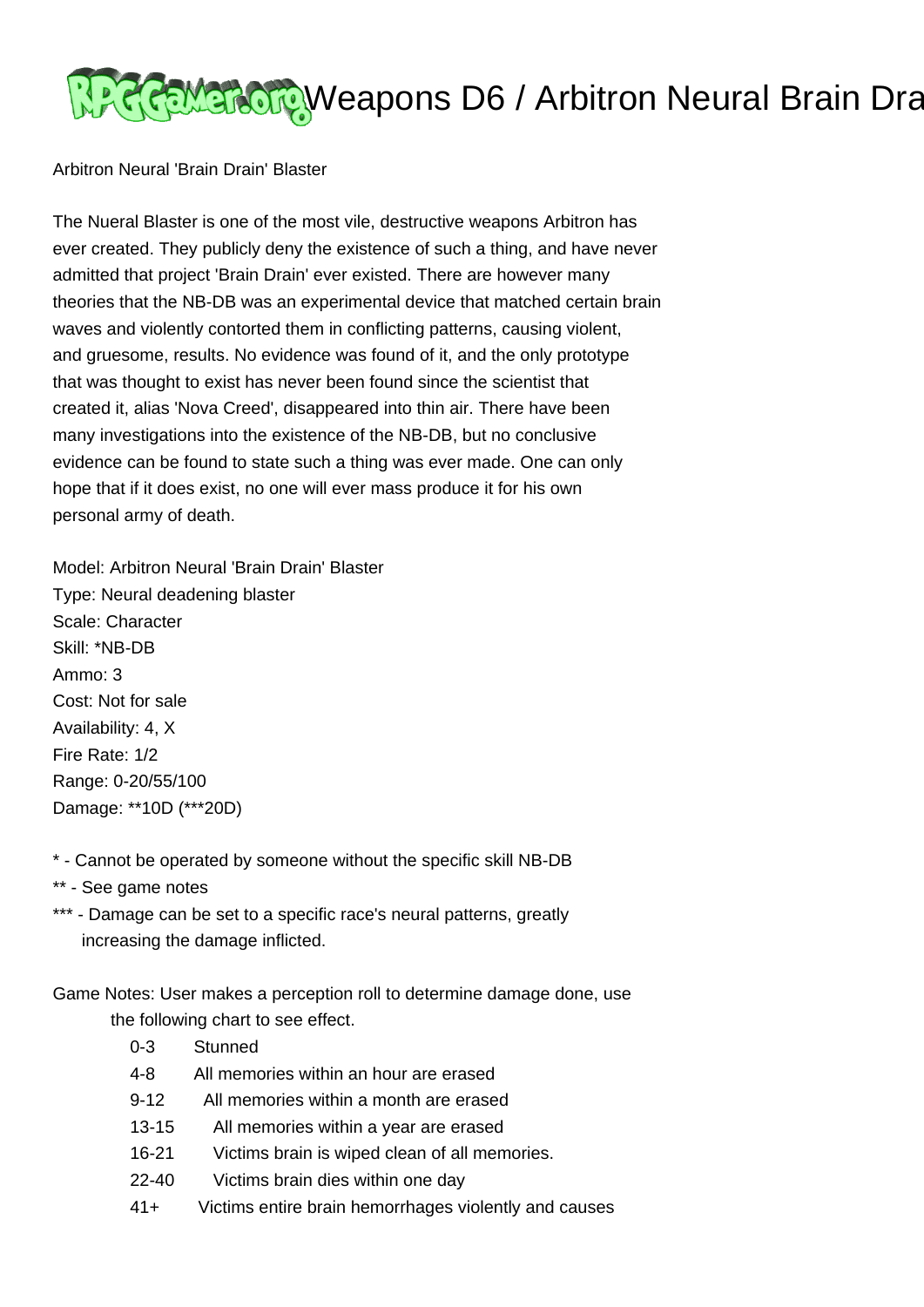# Weapons D6 / Arbitron Neural Brain Dra

Arbitron Neural 'Brain Drain' Blaster

The Nueral Blaster is one of the most vile, destructive weapons Arbitron has ever created. They publicly deny the existence of such a thing, and have never admitted that project 'Brain Drain' ever existed. There are however many theories that the NB-DB was an experimental device that matched certain brain waves and violently contorted them in conflicting patterns, causing violent, and gruesome, results. No evidence was found of it, and the only prototype that was thought to exist has never been found since the scientist that created it, alias 'Nova Creed', disappeared into thin air. There have been many investigations into the existence of the NB-DB, but no conclusive evidence can be found to state such a thing was ever made. One can only hope that if it does exist, no one will ever mass produce it for his own personal army of death.

Model: Arbitron Neural 'Brain Drain' Blaster
Type: Neural deadening blaster
Scale: Character
Skill: *NB-DB
Ammo: 3
Cost: Not for sale
Availability: 4, X
Fire Rate: 1/2
Range: 0-20/55/100
Damage: **10D (***20D)

* - Cannot be operated by someone without the specific skill NB-DB
** - See game notes
*** - Damage can be set to a specific race's neural patterns, greatly increasing the damage inflicted.

Game Notes: User makes a perception roll to determine damage done, use the following chart to see effect.

| Roll | Effect |
|---|---|
| 0-3 | Stunned |
| 4-8 | All memories within an hour are erased |
| 9-12 | All memories within a month are erased |
| 13-15 | All memories within a year are erased |
| 16-21 | Victims brain is wiped clean of all memories. |
| 22-40 | Victims brain dies within one day |
| 41+ | Victims entire brain hemorrhages violently and causes |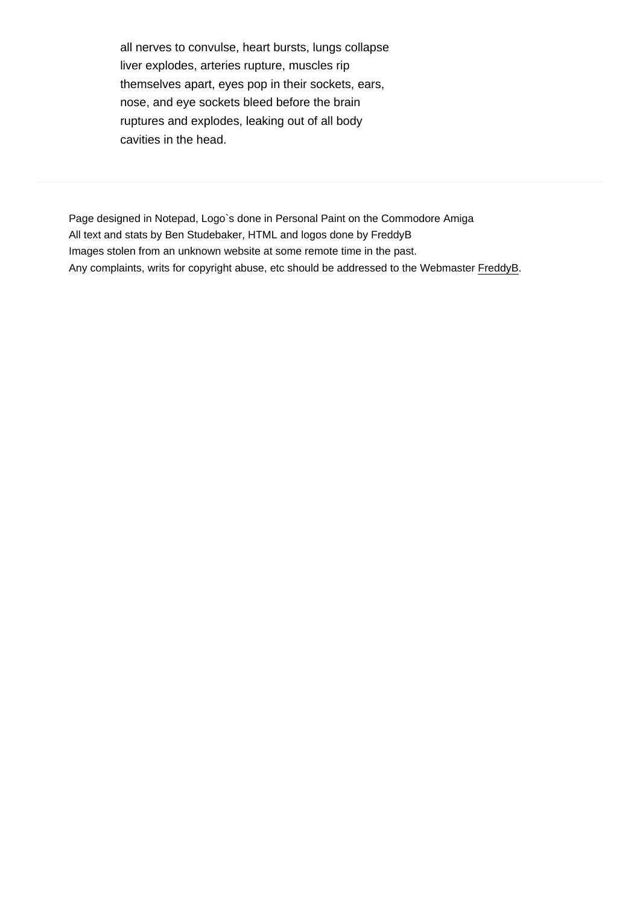all nerves to convulse, heart bursts, lungs collapse liver explodes, arteries rupture, muscles rip themselves apart, eyes pop in their sockets, ears, nose, and eye sockets bleed before the brain ruptures and explodes, leaking out of all body cavities in the head.

---

Page designed in Notepad, Logo`s done in Personal Paint on the Commodore Amiga
All text and stats by Ben Studebaker, HTML and logos done by FreddyB
Images stolen from an unknown website at some remote time in the past.
Any complaints, writs for copyright abuse, etc should be addressed to the Webmaster FreddyB.